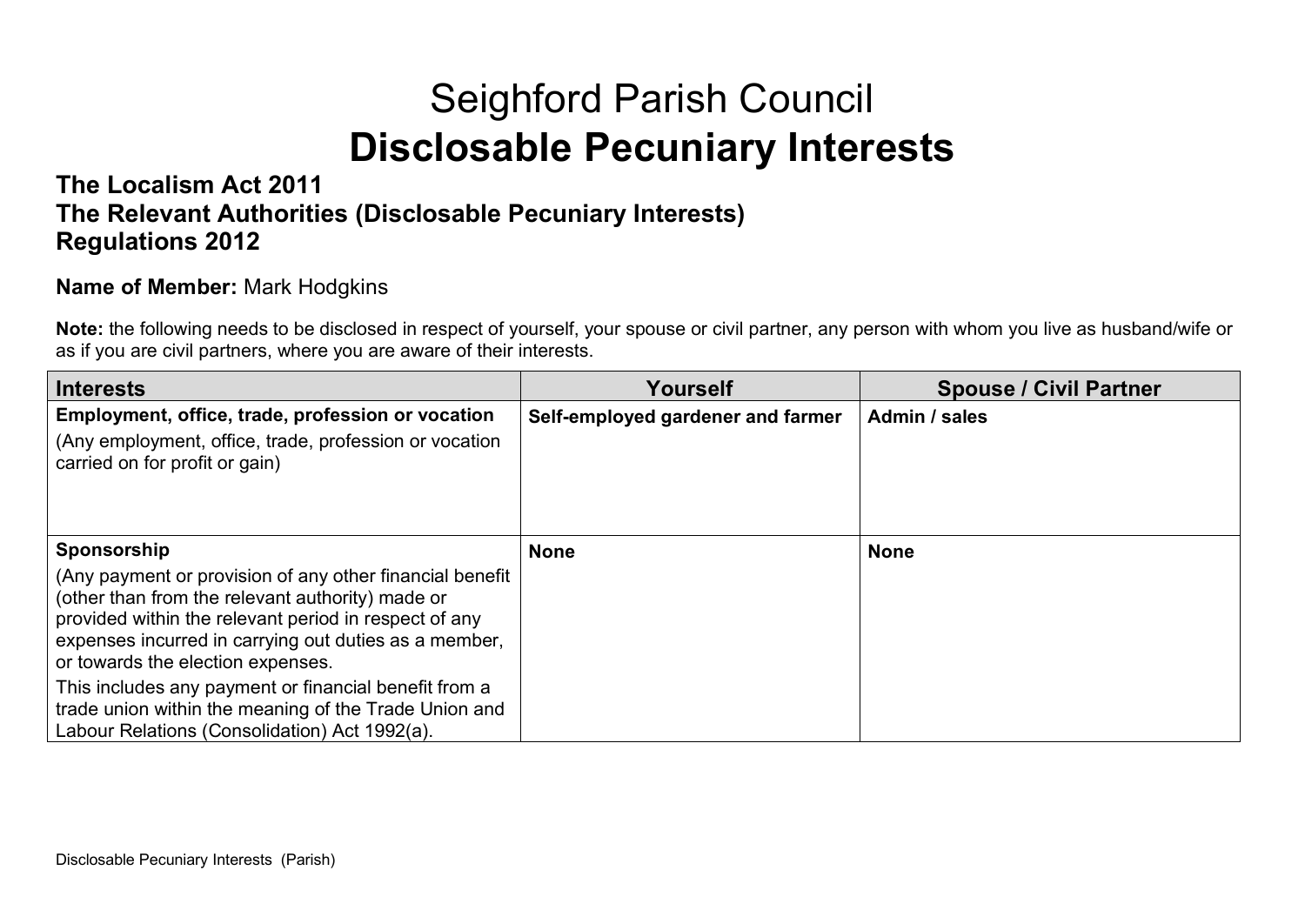# Seighford Parish Council
# **Disclosable Pecuniary Interests**

## The Localism Act 2011
## The Relevant Authorities (Disclosable Pecuniary Interests) Regulations 2012

**Name of Member:** Mark Hodgkins

**Note:** the following needs to be disclosed in respect of yourself, your spouse or civil partner, any person with whom you live as husband/wife or as if you are civil partners, where you are aware of their interests.

| Interests | Yourself | Spouse / Civil Partner |
|---|---|---|
| **Employment, office, trade, profession or vocation**<br>(Any employment, office, trade, profession or vocation carried on for profit or gain) | **Self-employed gardener and farmer** | **Admin / sales** |
| **Sponsorship**<br>(Any payment or provision of any other financial benefit (other than from the relevant authority) made or provided within the relevant period in respect of any expenses incurred in carrying out duties as a member, or towards the election expenses.<br>This includes any payment or financial benefit from a trade union within the meaning of the Trade Union and Labour Relations (Consolidation) Act 1992(a). | **None** | **None** |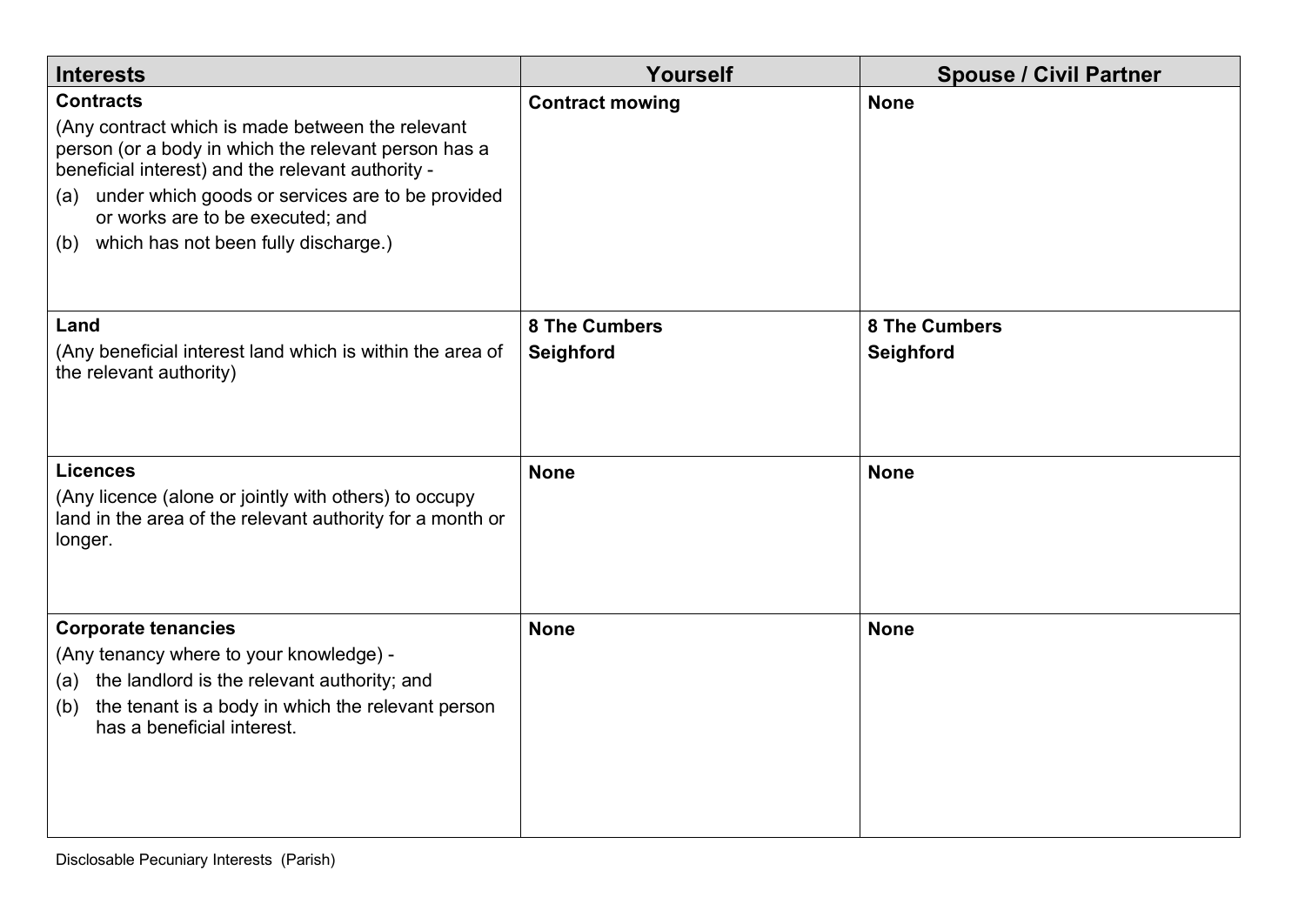| Interests | Yourself | Spouse / Civil Partner |
|---|---|---|
| **Contracts**<br>(Any contract which is made between the relevant person (or a body in which the relevant person has a beneficial interest) and the relevant authority -<br>(a) under which goods or services are to be provided or works are to be executed; and<br>(b) which has not been fully discharge.) | **Contract mowing** | **None** |
| **Land**<br>(Any beneficial interest land which is within the area of the relevant authority) | **8 The Cumbers**<br>**Seighford** | **8 The Cumbers**<br>**Seighford** |
| **Licences**<br>(Any licence (alone or jointly with others) to occupy land in the area of the relevant authority for a month or longer. | **None** | **None** |
| **Corporate tenancies**<br>(Any tenancy where to your knowledge) -<br>(a) the landlord is the relevant authority; and<br>(b) the tenant is a body in which the relevant person has a beneficial interest. | **None** | **None** |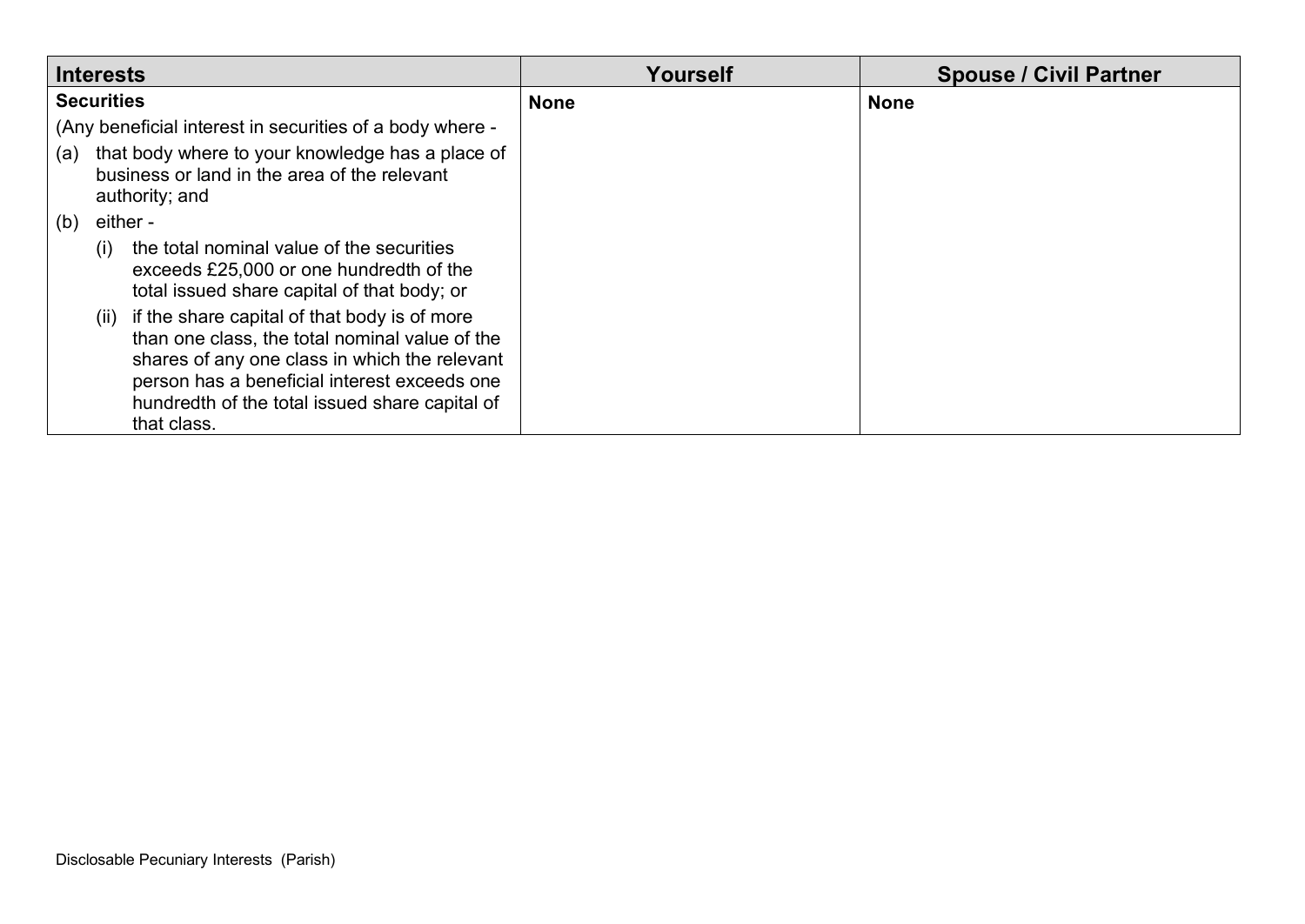| Interests | Yourself | Spouse / Civil Partner |
|---|---|---|
| **Securities**<br>(Any beneficial interest in securities of a body where -<br>(a) that body where to your knowledge has a place of business or land in the area of the relevant authority; and<br>(b) either -<br>(i) the total nominal value of the securities exceeds £25,000 or one hundredth of the total issued share capital of that body; or<br>(ii) if the share capital of that body is of more than one class, the total nominal value of the shares of any one class in which the relevant person has a beneficial interest exceeds one hundredth of the total issued share capital of that class. | **None** | **None** |

Disclosable Pecuniary Interests (Parish)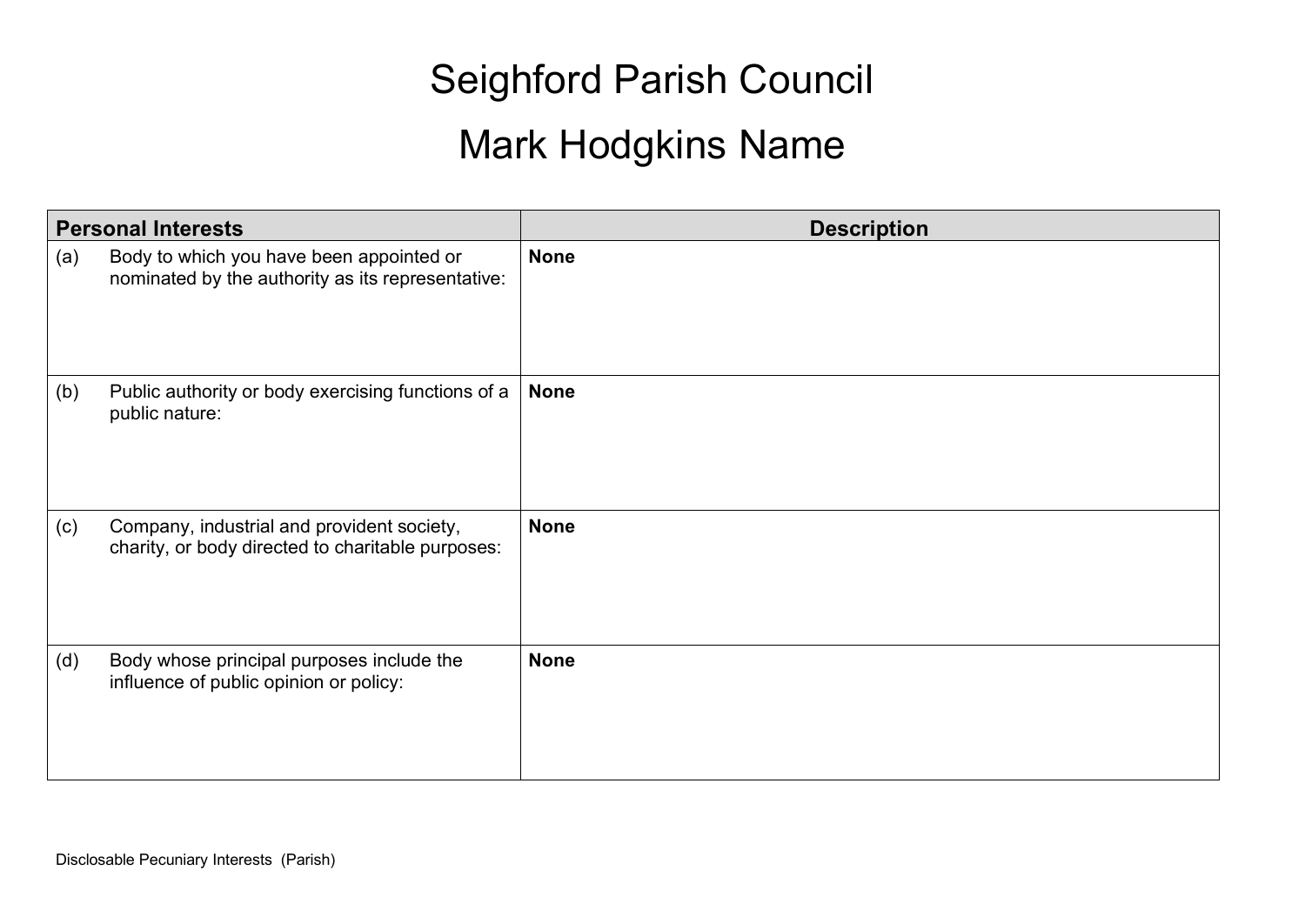# Seighford Parish Council

## Mark Hodgkins Name

| Personal Interests | Description |
|---|---|
| (a) Body to which you have been appointed or nominated by the authority as its representative: | **None** |
| (b) Public authority or body exercising functions of a public nature: | **None** |
| (c) Company, industrial and provident society, charity, or body directed to charitable purposes: | **None** |
| (d) Body whose principal purposes include the influence of public opinion or policy: | **None** |

Disclosable Pecuniary Interests (Parish)